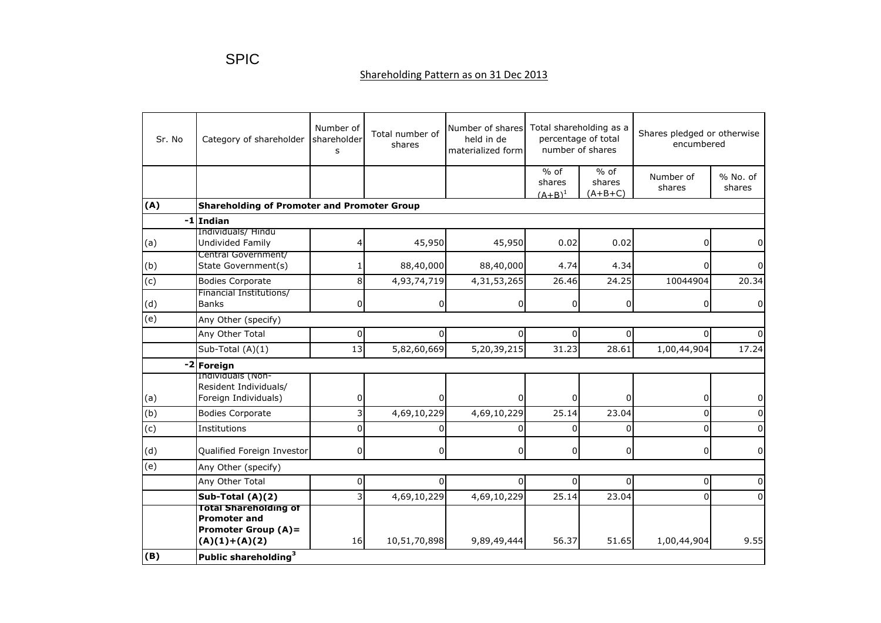SPIC

## Shareholding Pattern as on 31 Dec 2013

| Sr. No | Category of shareholder | Number of shareholders | Total number of shares | Number of shares held in de materialized form | Total shareholding as a percentage of total number of shares | | Shares pledged or otherwise encumbered | |
|---|---|---|---|---|---|---|---|---|
| | | | | | % of shares (A+B)[1] | % of shares (A+B+C) | Number of shares | % No. of shares |
| **(A)** | **Shareholding of Promoter and Promoter Group** | | | | | | | |
| -1 | **Indian** | | | | | | | |
| (a) | Individuals/ Hindu Undivided Family | 4 | 45,950 | 45,950 | 0.02 | 0.02 | 0 | 0 |
| (b) | Central Government/ State Government(s) | 1 | 88,40,000 | 88,40,000 | 4.74 | 4.34 | 0 | 0 |
| (c) | Bodies Corporate | 8 | 4,93,74,719 | 4,31,53,265 | 26.46 | 24.25 | 10044904 | 20.34 |
| (d) | Financial Institutions/ Banks | 0 | 0 | 0 | 0 | 0 | 0 | 0 |
| (e) | Any Other (specify) | | | | | | | |
| | Any Other Total | 0 | 0 | 0 | 0 | 0 | 0 | 0 |
| | Sub-Total (A)(1) | 13 | 5,82,60,669 | 5,20,39,215 | 31.23 | 28.61 | 1,00,44,904 | 17.24 |
| -2 | **Foreign** | | | | | | | |
| (a) | Individuals (Non-Resident Individuals/ Foreign Individuals) | 0 | 0 | 0 | 0 | 0 | 0 | 0 |
| (b) | Bodies Corporate | 3 | 4,69,10,229 | 4,69,10,229 | 25.14 | 23.04 | 0 | 0 |
| (c) | Institutions | 0 | 0 | 0 | 0 | 0 | 0 | 0 |
| (d) | Qualified Foreign Investor | 0 | 0 | 0 | 0 | 0 | 0 | 0 |
| (e) | Any Other (specify) | | | | | | | |
| | Any Other Total | 0 | 0 | 0 | 0 | 0 | 0 | 0 |
| | **Sub-Total (A)(2)** | 3 | 4,69,10,229 | 4,69,10,229 | 25.14 | 23.04 | 0 | 0 |
| | **Total Shareholding of Promoter and Promoter Group (A)= (A)(1)+(A)(2)** | 16 | 10,51,70,898 | 9,89,49,444 | 56.37 | 51.65 | 1,00,44,904 | 9.55 |
| **(B)** | **Public shareholding[3]** | | | | | | | |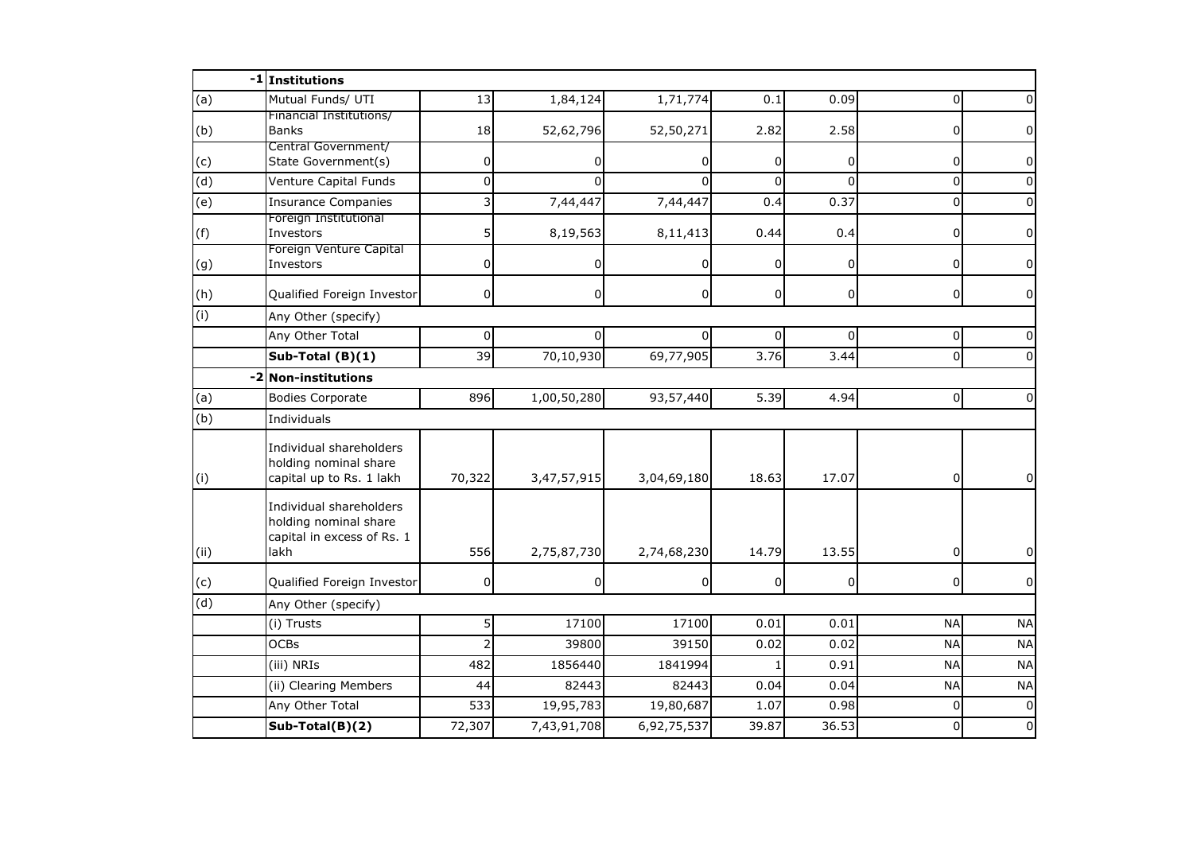| | | | | | | | | |
|---|---|---|---|---|---|---|---|---|
| -1 | **Institutions** | | | | | | | |
| (a) | Mutual Funds/ UTI | 13 | 1,84,124 | 1,71,774 | 0.1 | 0.09 | 0 | 0 |
| (b) | Financial Institutions/ Banks | 18 | 52,62,796 | 52,50,271 | 2.82 | 2.58 | 0 | 0 |
| (c) | Central Government/ State Government(s) | 0 | 0 | 0 | 0 | 0 | 0 | 0 |
| (d) | Venture Capital Funds | 0 | 0 | 0 | 0 | 0 | 0 | 0 |
| (e) | Insurance Companies | 3 | 7,44,447 | 7,44,447 | 0.4 | 0.37 | 0 | 0 |
| (f) | Foreign Institutional Investors | 5 | 8,19,563 | 8,11,413 | 0.44 | 0.4 | 0 | 0 |
| (g) | Foreign Venture Capital Investors | 0 | 0 | 0 | 0 | 0 | 0 | 0 |
| (h) | Qualified Foreign Investor | 0 | 0 | 0 | 0 | 0 | 0 | 0 |
| (i) | Any Other (specify) | | | | | | | |
| | Any Other Total | 0 | 0 | 0 | 0 | 0 | 0 | 0 |
| | **Sub-Total (B)(1)** | 39 | 70,10,930 | 69,77,905 | 3.76 | 3.44 | 0 | 0 |
| -2 | **Non-institutions** | | | | | | | |
| (a) | Bodies Corporate | 896 | 1,00,50,280 | 93,57,440 | 5.39 | 4.94 | 0 | 0 |
| (b) | Individuals | | | | | | | |
| (i) | Individual shareholders holding nominal share capital up to Rs. 1 lakh | 70,322 | 3,47,57,915 | 3,04,69,180 | 18.63 | 17.07 | 0 | 0 |
| (ii) | Individual shareholders holding nominal share capital in excess of Rs. 1 lakh | 556 | 2,75,87,730 | 2,74,68,230 | 14.79 | 13.55 | 0 | 0 |
| (c) | Qualified Foreign Investor | 0 | 0 | 0 | 0 | 0 | 0 | 0 |
| (d) | Any Other (specify) | | | | | | | |
| | (i) Trusts | 5 | 17100 | 17100 | 0.01 | 0.01 | NA | NA |
| | OCBs | 2 | 39800 | 39150 | 0.02 | 0.02 | NA | NA |
| | (iii) NRIs | 482 | 1856440 | 1841994 | 1 | 0.91 | NA | NA |
| | (ii) Clearing Members | 44 | 82443 | 82443 | 0.04 | 0.04 | NA | NA |
| | Any Other Total | 533 | 19,95,783 | 19,80,687 | 1.07 | 0.98 | 0 | 0 |
| | **Sub-Total(B)(2)** | 72,307 | 7,43,91,708 | 6,92,75,537 | 39.87 | 36.53 | 0 | 0 |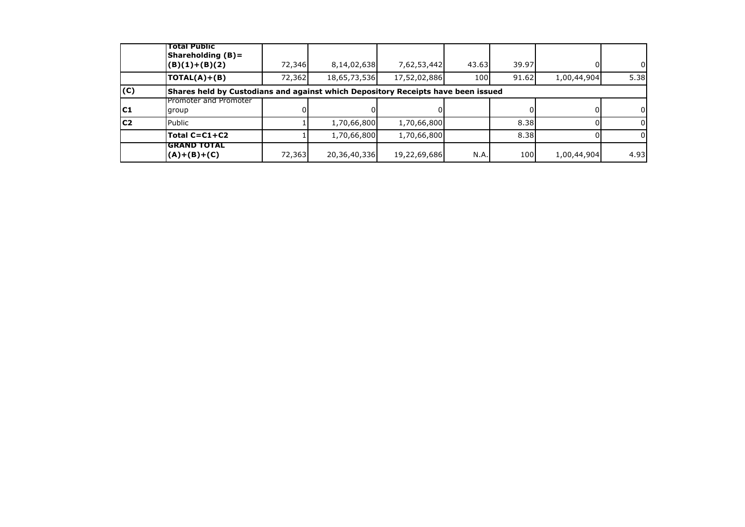| | | | | | | | | |
|---|---|---|---|---|---|---|---|---|
| | **Total Public Shareholding (B)= (B)(1)+(B)(2)** | 72,346 | 8,14,02,638 | 7,62,53,442 | 43.63 | 39.97 | 0 | 0 |
| | **TOTAL(A)+(B)** | 72,362 | 18,65,73,536 | 17,52,02,886 | 100 | 91.62 | 1,00,44,904 | 5.38 |
| **(C)** | **Shares held by Custodians and against which Depository Receipts have been issued** | | | | | | | |
| **C1** | Promoter and Promoter group | 0 | 0 | 0 | | 0 | 0 | 0 |
| **C2** | Public | 1 | 1,70,66,800 | 1,70,66,800 | | 8.38 | 0 | 0 |
| | **Total C=C1+C2** | 1 | 1,70,66,800 | 1,70,66,800 | | 8.38 | 0 | 0 |
| | **GRAND TOTAL (A)+(B)+(C)** | 72,363 | 20,36,40,336 | 19,22,69,686 | N.A. | 100 | 1,00,44,904 | 4.93 |